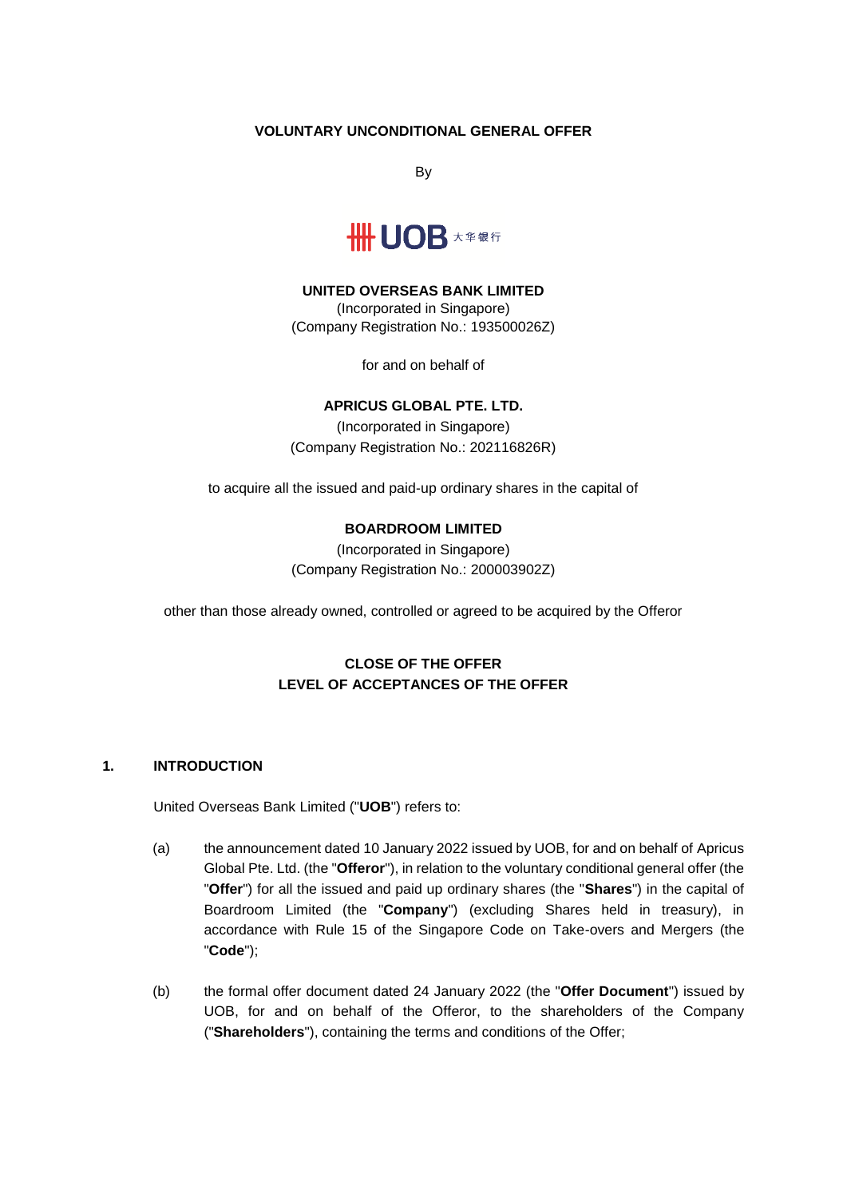**VOLUNTARY UNCONDITIONAL GENERAL OFFER**

By

UOB 大华银行

**UNITED OVERSEAS BANK LIMITED**
(Incorporated in Singapore)
(Company Registration No.: 193500026Z)

for and on behalf of

**APRICUS GLOBAL PTE. LTD.**
(Incorporated in Singapore)
(Company Registration No.: 202116826R)

to acquire all the issued and paid-up ordinary shares in the capital of

**BOARDROOM LIMITED**
(Incorporated in Singapore)
(Company Registration No.: 200003902Z)

other than those already owned, controlled or agreed to be acquired by the Offeror

**CLOSE OF THE OFFER**
**LEVEL OF ACCEPTANCES OF THE OFFER**

## 1. INTRODUCTION

United Overseas Bank Limited ("**UOB**") refers to:

(a) the announcement dated 10 January 2022 issued by UOB, for and on behalf of Apricus Global Pte. Ltd. (the "**Offeror**"), in relation to the voluntary conditional general offer (the "**Offer**") for all the issued and paid up ordinary shares (the "**Shares**") in the capital of Boardroom Limited (the "**Company**") (excluding Shares held in treasury), in accordance with Rule 15 of the Singapore Code on Take-overs and Mergers (the "**Code**");

(b) the formal offer document dated 24 January 2022 (the "**Offer Document**") issued by UOB, for and on behalf of the Offeror, to the shareholders of the Company ("**Shareholders**"), containing the terms and conditions of the Offer;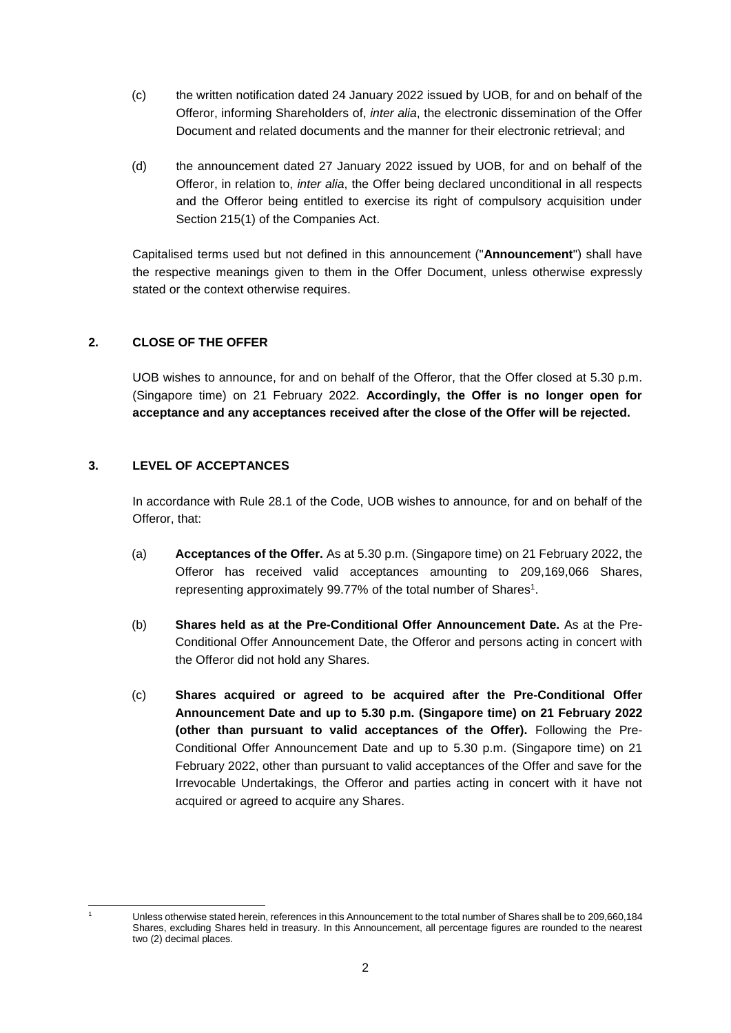(c) the written notification dated 24 January 2022 issued by UOB, for and on behalf of the Offeror, informing Shareholders of, *inter alia*, the electronic dissemination of the Offer Document and related documents and the manner for their electronic retrieval; and

(d) the announcement dated 27 January 2022 issued by UOB, for and on behalf of the Offeror, in relation to, *inter alia*, the Offer being declared unconditional in all respects and the Offeror being entitled to exercise its right of compulsory acquisition under Section 215(1) of the Companies Act.

Capitalised terms used but not defined in this announcement ("**Announcement**") shall have the respective meanings given to them in the Offer Document, unless otherwise expressly stated or the context otherwise requires.

## 2. CLOSE OF THE OFFER

UOB wishes to announce, for and on behalf of the Offeror, that the Offer closed at 5.30 p.m. (Singapore time) on 21 February 2022. **Accordingly, the Offer is no longer open for acceptance and any acceptances received after the close of the Offer will be rejected.**

## 3. LEVEL OF ACCEPTANCES

In accordance with Rule 28.1 of the Code, UOB wishes to announce, for and on behalf of the Offeror, that:

(a) **Acceptances of the Offer.** As at 5.30 p.m. (Singapore time) on 21 February 2022, the Offeror has received valid acceptances amounting to 209,169,066 Shares, representing approximately 99.77% of the total number of Shares[1].

(b) **Shares held as at the Pre-Conditional Offer Announcement Date.** As at the Pre-Conditional Offer Announcement Date, the Offeror and persons acting in concert with the Offeror did not hold any Shares.

(c) **Shares acquired or agreed to be acquired after the Pre-Conditional Offer Announcement Date and up to 5.30 p.m. (Singapore time) on 21 February 2022 (other than pursuant to valid acceptances of the Offer).** Following the Pre-Conditional Offer Announcement Date and up to 5.30 p.m. (Singapore time) on 21 February 2022, other than pursuant to valid acceptances of the Offer and save for the Irrevocable Undertakings, the Offeror and parties acting in concert with it have not acquired or agreed to acquire any Shares.

---

[1] Unless otherwise stated herein, references in this Announcement to the total number of Shares shall be to 209,660,184 Shares, excluding Shares held in treasury. In this Announcement, all percentage figures are rounded to the nearest two (2) decimal places.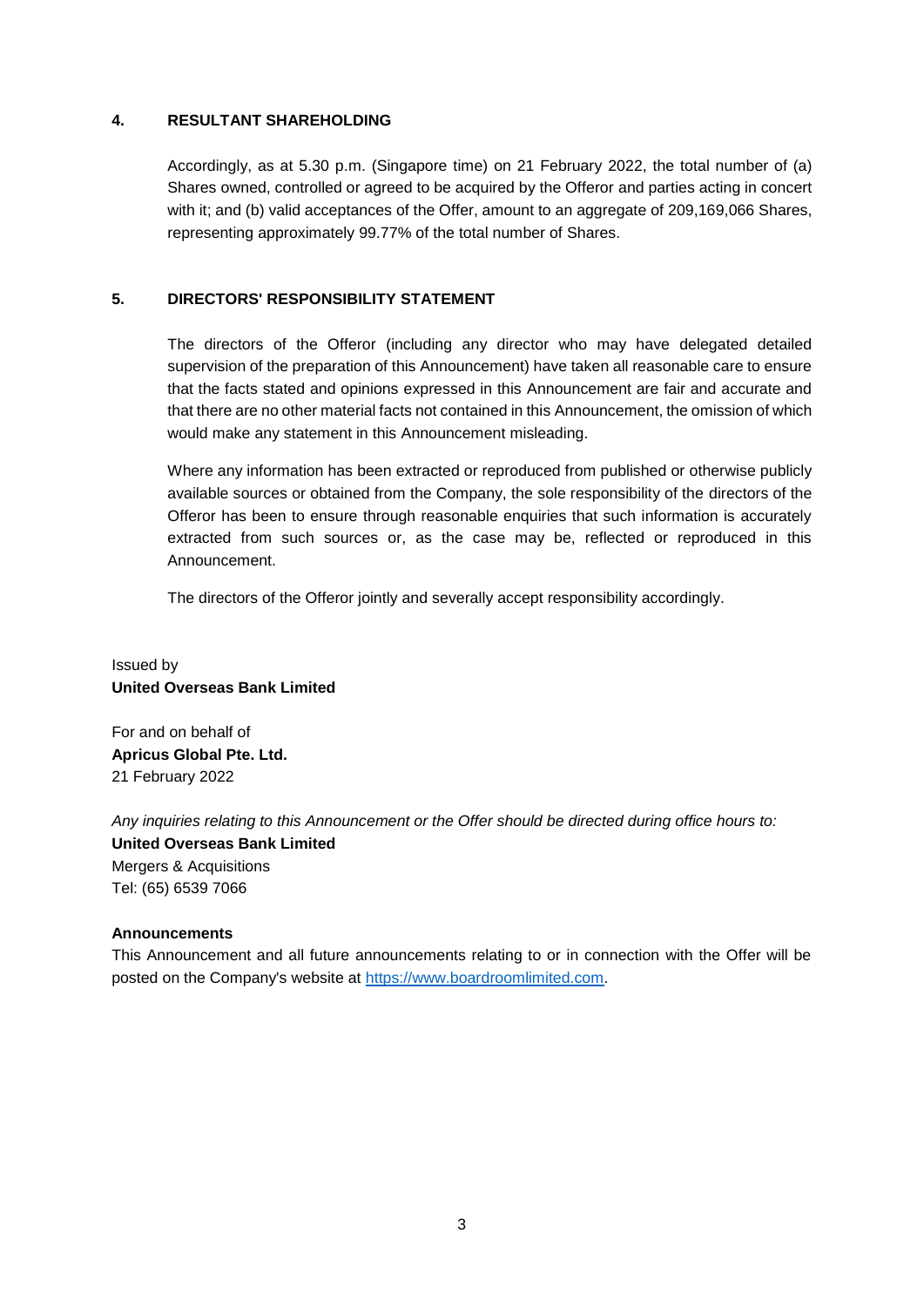## 4. RESULTANT SHAREHOLDING

Accordingly, as at 5.30 p.m. (Singapore time) on 21 February 2022, the total number of (a) Shares owned, controlled or agreed to be acquired by the Offeror and parties acting in concert with it; and (b) valid acceptances of the Offer, amount to an aggregate of 209,169,066 Shares, representing approximately 99.77% of the total number of Shares.

## 5. DIRECTORS' RESPONSIBILITY STATEMENT

The directors of the Offeror (including any director who may have delegated detailed supervision of the preparation of this Announcement) have taken all reasonable care to ensure that the facts stated and opinions expressed in this Announcement are fair and accurate and that there are no other material facts not contained in this Announcement, the omission of which would make any statement in this Announcement misleading.

Where any information has been extracted or reproduced from published or otherwise publicly available sources or obtained from the Company, the sole responsibility of the directors of the Offeror has been to ensure through reasonable enquiries that such information is accurately extracted from such sources or, as the case may be, reflected or reproduced in this Announcement.

The directors of the Offeror jointly and severally accept responsibility accordingly.

Issued by
**United Overseas Bank Limited**

For and on behalf of
**Apricus Global Pte. Ltd.**
21 February 2022

*Any inquiries relating to this Announcement or the Offer should be directed during office hours to:*
**United Overseas Bank Limited**
Mergers & Acquisitions
Tel: (65) 6539 7066

**Announcements**

This Announcement and all future announcements relating to or in connection with the Offer will be posted on the Company's website at https://www.boardroomlimited.com.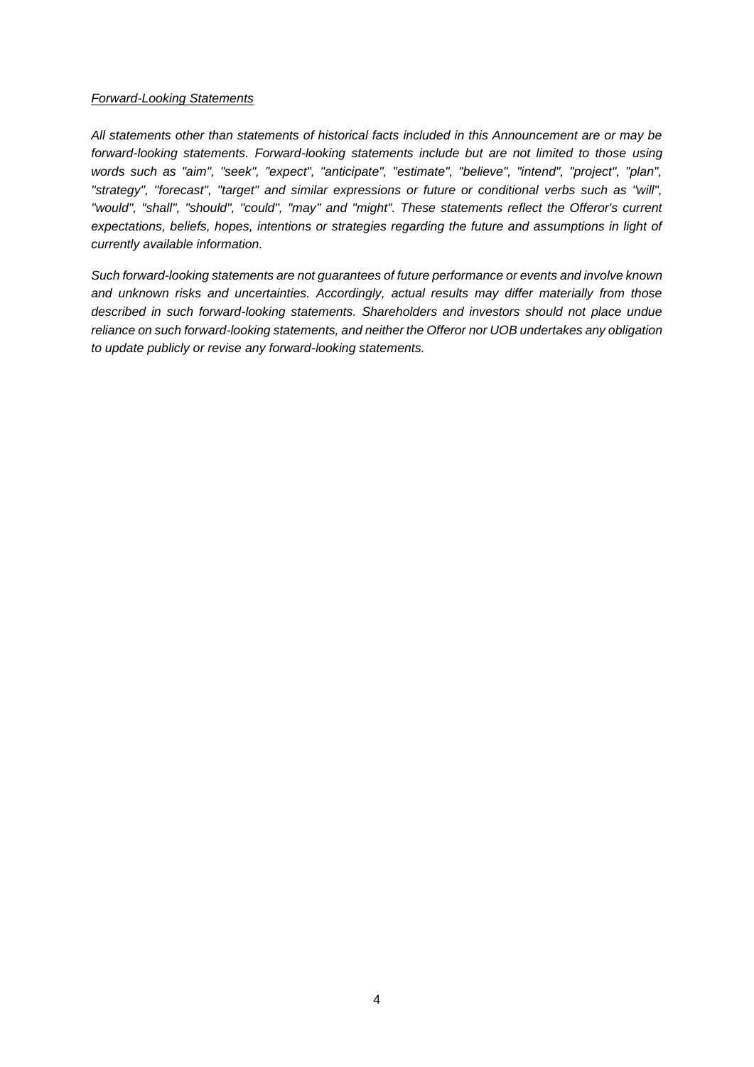*Forward-Looking Statements*

*All statements other than statements of historical facts included in this Announcement are or may be forward-looking statements. Forward-looking statements include but are not limited to those using words such as "aim", "seek", "expect", "anticipate", "estimate", "believe", "intend", "project", "plan", "strategy", "forecast", "target" and similar expressions or future or conditional verbs such as "will", "would", "shall", "should", "could", "may" and "might". These statements reflect the Offeror's current expectations, beliefs, hopes, intentions or strategies regarding the future and assumptions in light of currently available information.*

*Such forward-looking statements are not guarantees of future performance or events and involve known and unknown risks and uncertainties. Accordingly, actual results may differ materially from those described in such forward-looking statements. Shareholders and investors should not place undue reliance on such forward-looking statements, and neither the Offeror nor UOB undertakes any obligation to update publicly or revise any forward-looking statements.*